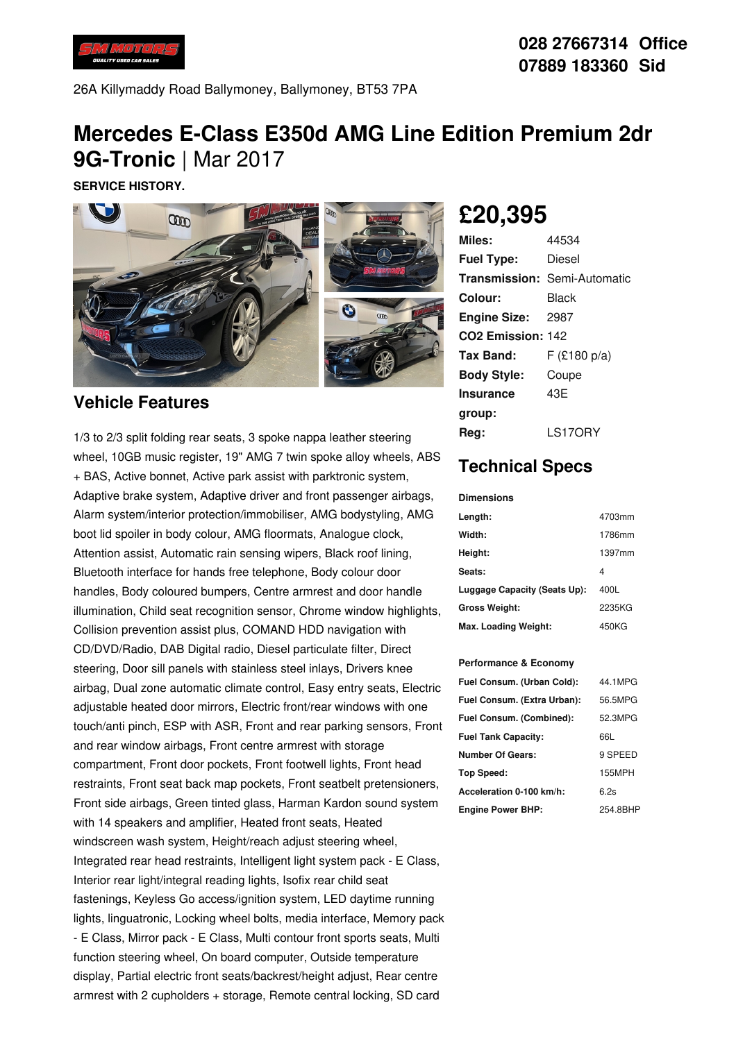028 27667314 Office
07889 183360 Sid

26A Killymaddy Road Ballymoney, Ballymoney, BT53 7PA

# Mercedes E-Class E350d AMG Line Edition Premium 2dr 9G-Tronic | Mar 2017

**SERVICE HISTORY.**

## £20,395

| | |
|---|---|
| **Miles:** | 44534 |
| **Fuel Type:** | Diesel |
| **Transmission:** | Semi-Automatic |
| **Colour:** | Black |
| **Engine Size:** | 2987 |
| **CO2 Emission:** | 142 |
| **Tax Band:** | F (£180 p/a) |
| **Body Style:** | Coupe |
| **Insurance group:** | 43E |
| **Reg:** | LS17ORY |

## Vehicle Features

1/3 to 2/3 split folding rear seats, 3 spoke nappa leather steering wheel, 10GB music register, 19" AMG 7 twin spoke alloy wheels, ABS + BAS, Active bonnet, Active park assist with parktronic system, Adaptive brake system, Adaptive driver and front passenger airbags, Alarm system/interior protection/immobiliser, AMG bodystyling, AMG boot lid spoiler in body colour, AMG floormats, Analogue clock, Attention assist, Automatic rain sensing wipers, Black roof lining, Bluetooth interface for hands free telephone, Body colour door handles, Body coloured bumpers, Centre armrest and door handle illumination, Child seat recognition sensor, Chrome window highlights, Collision prevention assist plus, COMAND HDD navigation with CD/DVD/Radio, DAB Digital radio, Diesel particulate filter, Direct steering, Door sill panels with stainless steel inlays, Drivers knee airbag, Dual zone automatic climate control, Easy entry seats, Electric adjustable heated door mirrors, Electric front/rear windows with one touch/anti pinch, ESP with ASR, Front and rear parking sensors, Front and rear window airbags, Front centre armrest with storage compartment, Front door pockets, Front footwell lights, Front head restraints, Front seat back map pockets, Front seatbelt pretensioners, Front side airbags, Green tinted glass, Harman Kardon sound system with 14 speakers and amplifier, Heated front seats, Heated windscreen wash system, Height/reach adjust steering wheel, Integrated rear head restraints, Intelligent light system pack - E Class, Interior rear light/integral reading lights, Isofix rear child seat fastenings, Keyless Go access/ignition system, LED daytime running lights, linguatronic, Locking wheel bolts, media interface, Memory pack - E Class, Mirror pack - E Class, Multi contour front sports seats, Multi function steering wheel, On board computer, Outside temperature display, Partial electric front seats/backrest/height adjust, Rear centre armrest with 2 cupholders + storage, Remote central locking, SD card

## Technical Specs

**Dimensions**

| | |
|---|---|
| **Length:** | 4703mm |
| **Width:** | 1786mm |
| **Height:** | 1397mm |
| **Seats:** | 4 |
| **Luggage Capacity (Seats Up):** | 400L |
| **Gross Weight:** | 2235KG |
| **Max. Loading Weight:** | 450KG |

**Performance & Economy**

| | |
|---|---|
| **Fuel Consum. (Urban Cold):** | 44.1MPG |
| **Fuel Consum. (Extra Urban):** | 56.5MPG |
| **Fuel Consum. (Combined):** | 52.3MPG |
| **Fuel Tank Capacity:** | 66L |
| **Number Of Gears:** | 9 SPEED |
| **Top Speed:** | 155MPH |
| **Acceleration 0-100 km/h:** | 6.2s |
| **Engine Power BHP:** | 254.8BHP |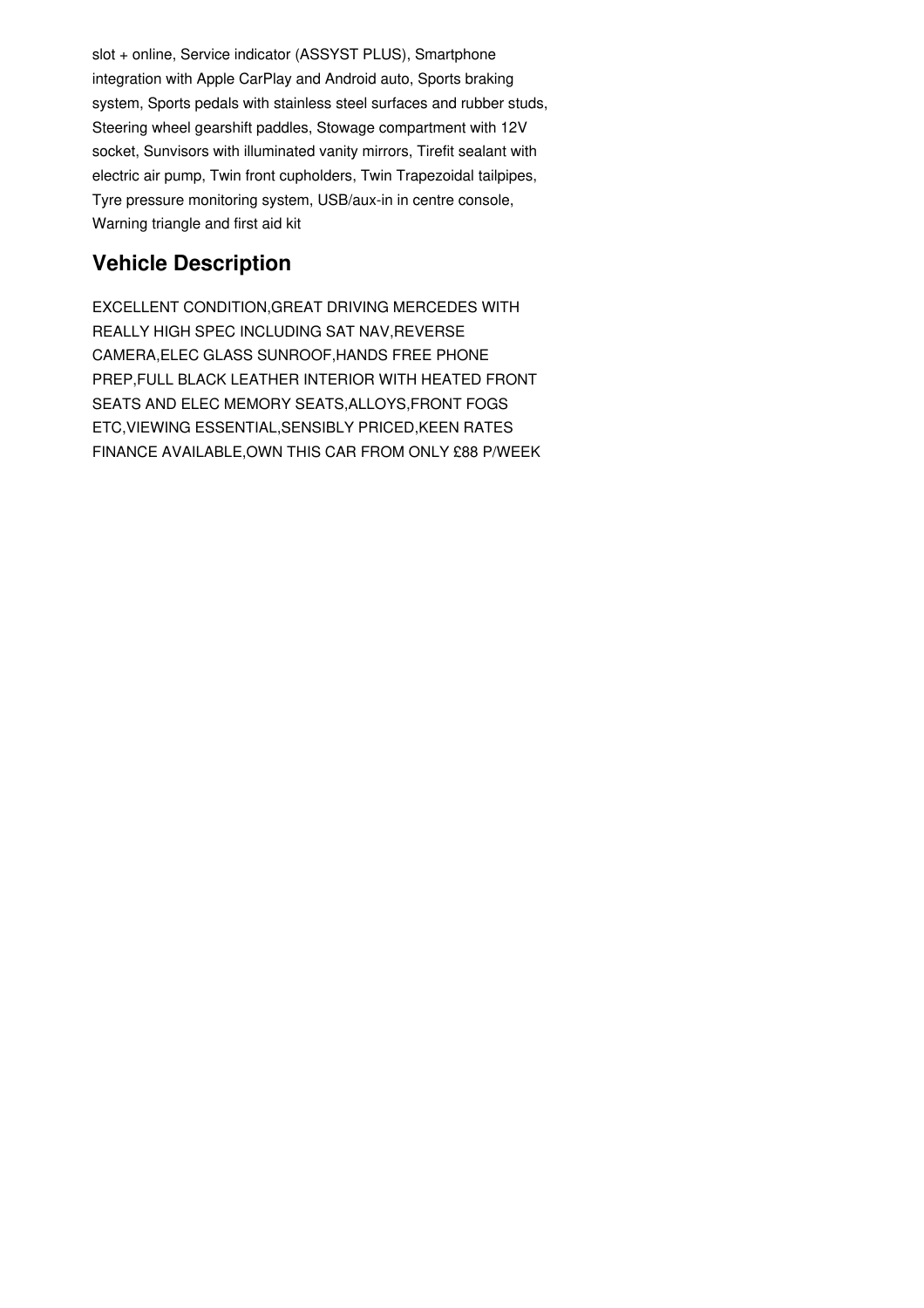slot + online, Service indicator (ASSYST PLUS), Smartphone integration with Apple CarPlay and Android auto, Sports braking system, Sports pedals with stainless steel surfaces and rubber studs, Steering wheel gearshift paddles, Stowage compartment with 12V socket, Sunvisors with illuminated vanity mirrors, Tirefit sealant with electric air pump, Twin front cupholders, Twin Trapezoidal tailpipes, Tyre pressure monitoring system, USB/aux-in in centre console, Warning triangle and first aid kit

## Vehicle Description

EXCELLENT CONDITION,GREAT DRIVING MERCEDES WITH REALLY HIGH SPEC INCLUDING SAT NAV,REVERSE CAMERA,ELEC GLASS SUNROOF,HANDS FREE PHONE PREP,FULL BLACK LEATHER INTERIOR WITH HEATED FRONT SEATS AND ELEC MEMORY SEATS,ALLOYS,FRONT FOGS ETC,VIEWING ESSENTIAL,SENSIBLY PRICED,KEEN RATES FINANCE AVAILABLE,OWN THIS CAR FROM ONLY £88 P/WEEK